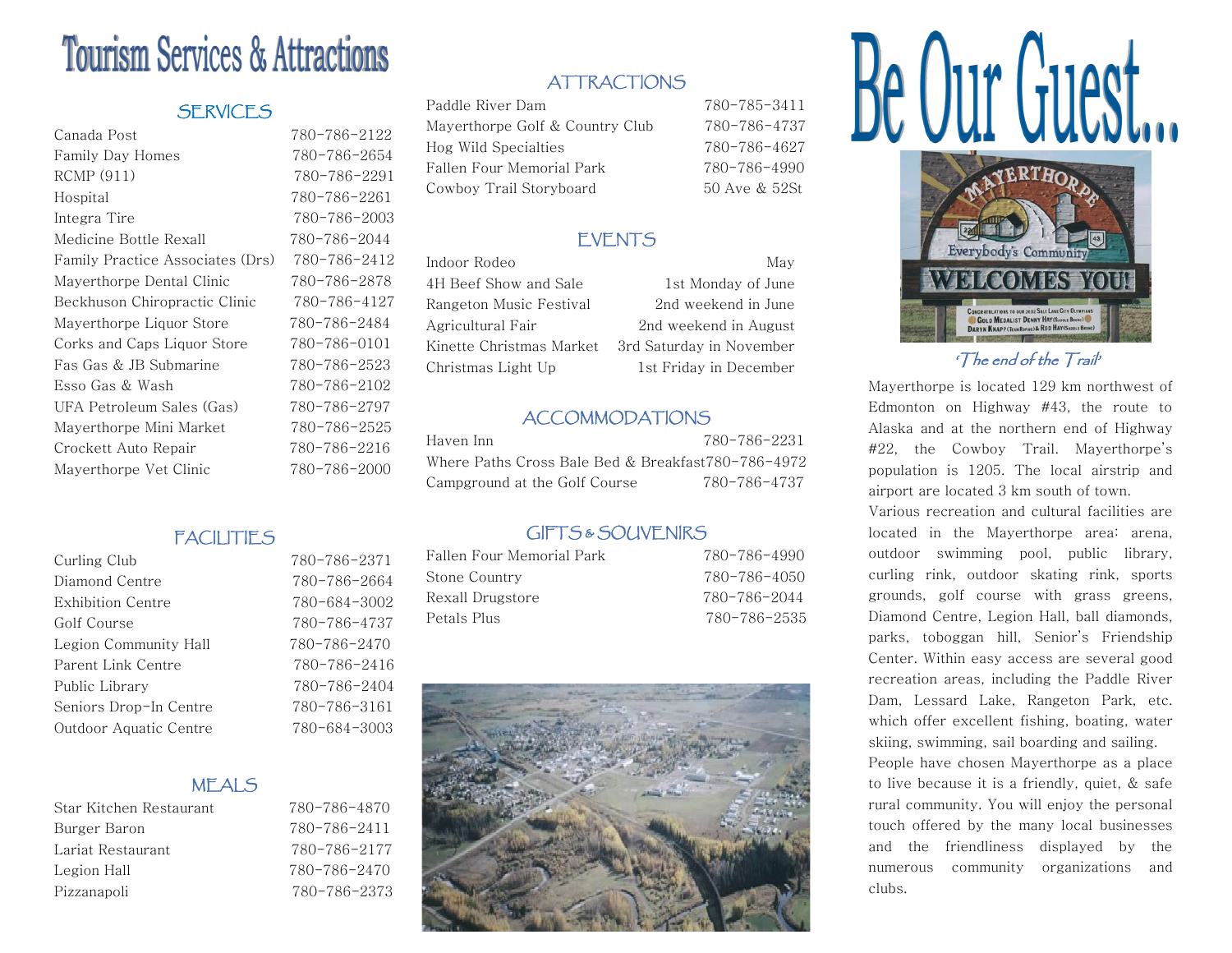# Tourism Services & Attractions

## SERVICES

| | |
|---|---|
| Canada Post | 780-786-2122 |
| Family Day Homes | 780-786-2654 |
| RCMP (911) | 780-786-2291 |
| Hospital | 780-786-2261 |
| Integra Tire | 780-786-2003 |
| Medicine Bottle Rexall | 780-786-2044 |
| Family Practice Associates (Drs) | 780-786-2412 |
| Mayerthorpe Dental Clinic | 780-786-2878 |
| Beckhuson Chiropractic Clinic | 780-786-4127 |
| Mayerthorpe Liquor Store | 780-786-2484 |
| Corks and Caps Liquor Store | 780-786-0101 |
| Fas Gas & JB Submarine | 780-786-2523 |
| Esso Gas & Wash | 780-786-2102 |
| UFA Petroleum Sales (Gas) | 780-786-2797 |
| Mayerthorpe Mini Market | 780-786-2525 |
| Crockett Auto Repair | 780-786-2216 |
| Mayerthorpe Vet Clinic | 780-786-2000 |

## FACILITIES

| | |
|---|---|
| Curling Club | 780-786-2371 |
| Diamond Centre | 780-786-2664 |
| Exhibition Centre | 780-684-3002 |
| Golf Course | 780-786-4737 |
| Legion Community Hall | 780-786-2470 |
| Parent Link Centre | 780-786-2416 |
| Public Library | 780-786-2404 |
| Seniors Drop-In Centre | 780-786-3161 |
| Outdoor Aquatic Centre | 780-684-3003 |

## MEALS

| | |
|---|---|
| Star Kitchen Restaurant | 780-786-4870 |
| Burger Baron | 780-786-2411 |
| Lariat Restaurant | 780-786-2177 |
| Legion Hall | 780-786-2470 |
| Pizzanapoli | 780-786-2373 |

## ATTRACTIONS

| | |
|---|---|
| Paddle River Dam | 780-785-3411 |
| Mayerthorpe Golf & Country Club | 780-786-4737 |
| Hog Wild Specialties | 780-786-4627 |
| Fallen Four Memorial Park | 780-786-4990 |
| Cowboy Trail Storyboard | 50 Ave & 52St |

## EVENTS

| | |
|---|---|
| Indoor Rodeo | May |
| 4H Beef Show and Sale | 1st Monday of June |
| Rangeton Music Festival | 2nd weekend in June |
| Agricultural Fair | 2nd weekend in August |
| Kinette Christmas Market | 3rd Saturday in November |
| Christmas Light Up | 1st Friday in December |

## ACCOMMODATIONS

| | |
|---|---|
| Haven Inn | 780-786-2231 |
| Where Paths Cross Bale Bed & Breakfast | 780-786-4972 |
| Campground at the Golf Course | 780-786-4737 |

## GIFTS & SOUVENIRS

| | |
|---|---|
| Fallen Four Memorial Park | 780-786-4990 |
| Stone Country | 780-786-4050 |
| Rexall Drugstore | 780-786-2044 |
| Petals Plus | 780-786-2535 |

# Be Our Guest...

*'The end of the Trail'*

Mayerthorpe is located 129 km northwest of Edmonton on Highway #43, the route to Alaska and at the northern end of Highway #22, the Cowboy Trail. Mayerthorpe's population is 1205. The local airstrip and airport are located 3 km south of town.

Various recreation and cultural facilities are located in the Mayerthorpe area: arena, outdoor swimming pool, public library, curling rink, outdoor skating rink, sports grounds, golf course with grass greens, Diamond Centre, Legion Hall, ball diamonds, parks, toboggan hill, Senior's Friendship Center. Within easy access are several good recreation areas, including the Paddle River Dam, Lessard Lake, Rangeton Park, etc. which offer excellent fishing, boating, water skiing, swimming, sail boarding and sailing.

People have chosen Mayerthorpe as a place to live because it is a friendly, quiet, & safe rural community. You will enjoy the personal touch offered by the many local businesses and the friendliness displayed by the numerous community organizations and clubs.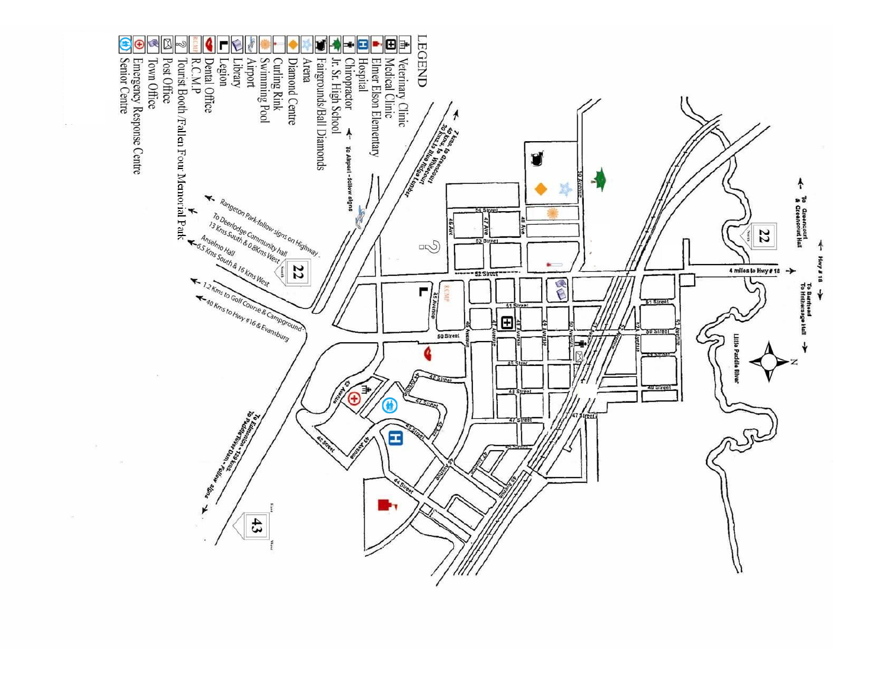# LEGEND

- Veterinary Clinic
- Medical Clinic
- Elmer Elson Elementary
- Hospital
- Chiropractor
- Jr. Sr. High School
- Fairgrounds/Ball Diamonds
- Arena
- Diamond Centre
- Curling Rink
- Swimming Pool
- Airport
- Library
- Legion
- Dental Office
- R.C.M.P
- Tourist Booth /Fallen Four Memorial Park
- Post Office
- Town Office
- Emergency Response Centre
- Senior Centre

To Greencourt & Greencourt Hall

Hwy # 18

To Barrhead

To Heritage Hall

4 miles to Hwy # 18

Little Paddle River

N

22

7 kms. to Greencourt
40 kms. to Whitecourt
20 kms. to Blue Ridge Lumber

To Airport - follow signs

Rangeton Park-follow signs on Highway

To Deerlodge Community hall
13 Kms South & 0.8Kms West

Anselmo Hall
6.5 Kms South & 16 Kms West

1.2 Kms to Golf Course & Campground

40 Kms to Hwy #16 & Evansburg

To Edmonton - 129 kms
To Paddle River Dam - Follow signs

43

54 Street

53 Street

52 Street

51 Street

50 Street

49 Street

48 Street

47 Street

46 Street

45 Street

44 Street

43 Street

42 Street

53 Avenue

52 Avenue

52A Avenue

51 Avenue

50 Avenue

49 Avenue

48 Avenue

47 Avenue

46 Avenue

45 Avenue

44 Avenue

43 Avenue

42 Avenue